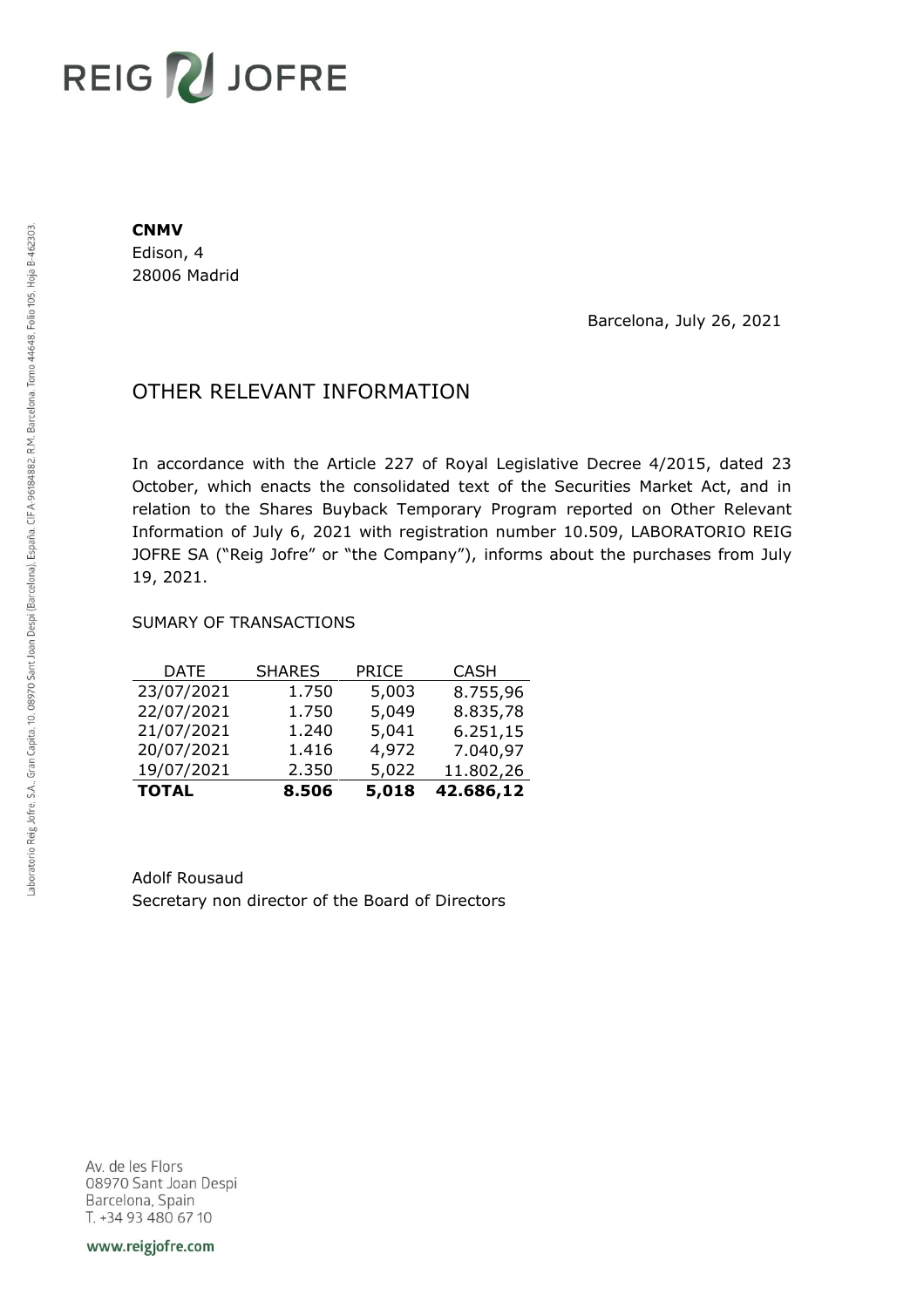REIG JOFRE

**CNMV**
Edison, 4
28006 Madrid

Barcelona, July 26, 2021

# OTHER RELEVANT INFORMATION

In accordance with the Article 227 of Royal Legislative Decree 4/2015, dated 23 October, which enacts the consolidated text of the Securities Market Act, and in relation to the Shares Buyback Temporary Program reported on Other Relevant Information of July 6, 2021 with registration number 10.509, LABORATORIO REIG JOFRE SA ("Reig Jofre" or "the Company"), informs about the purchases from July 19, 2021.

SUMARY OF TRANSACTIONS

| DATE | SHARES | PRICE | CASH |
|---|---|---|---|
| 23/07/2021 | 1.750 | 5,003 | 8.755,96 |
| 22/07/2021 | 1.750 | 5,049 | 8.835,78 |
| 21/07/2021 | 1.240 | 5,041 | 6.251,15 |
| 20/07/2021 | 1.416 | 4,972 | 7.040,97 |
| 19/07/2021 | 2.350 | 5,022 | 11.802,26 |
| **TOTAL** | **8.506** | **5,018** | **42.686,12** |

Adolf Rousaud
Secretary non director of the Board of Directors

Laboratorio Reig Jofre, S.A., Gran Capita, 10, 08970 Sant Joan Despi (Barcelona), España. CIF A-96184882. R.M. Barcelona, Tomo 44648, Folio 105, Hoja B-462303.

Av. de les Flors
08970 Sant Joan Despi
Barcelona, Spain
T. +34 93 480 67 10

www.reigjofre.com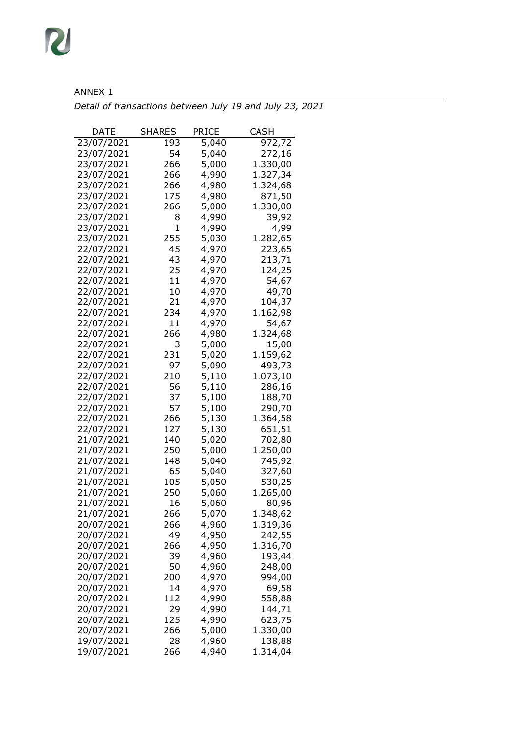ANNEX 1

*Detail of transactions between July 19 and July 23, 2021*

| DATE | SHARES | PRICE | CASH |
|---|---|---|---|
| 23/07/2021 | 193 | 5,040 | 972,72 |
| 23/07/2021 | 54 | 5,040 | 272,16 |
| 23/07/2021 | 266 | 5,000 | 1.330,00 |
| 23/07/2021 | 266 | 4,990 | 1.327,34 |
| 23/07/2021 | 266 | 4,980 | 1.324,68 |
| 23/07/2021 | 175 | 4,980 | 871,50 |
| 23/07/2021 | 266 | 5,000 | 1.330,00 |
| 23/07/2021 | 8 | 4,990 | 39,92 |
| 23/07/2021 | 1 | 4,990 | 4,99 |
| 23/07/2021 | 255 | 5,030 | 1.282,65 |
| 22/07/2021 | 45 | 4,970 | 223,65 |
| 22/07/2021 | 43 | 4,970 | 213,71 |
| 22/07/2021 | 25 | 4,970 | 124,25 |
| 22/07/2021 | 11 | 4,970 | 54,67 |
| 22/07/2021 | 10 | 4,970 | 49,70 |
| 22/07/2021 | 21 | 4,970 | 104,37 |
| 22/07/2021 | 234 | 4,970 | 1.162,98 |
| 22/07/2021 | 11 | 4,970 | 54,67 |
| 22/07/2021 | 266 | 4,980 | 1.324,68 |
| 22/07/2021 | 3 | 5,000 | 15,00 |
| 22/07/2021 | 231 | 5,020 | 1.159,62 |
| 22/07/2021 | 97 | 5,090 | 493,73 |
| 22/07/2021 | 210 | 5,110 | 1.073,10 |
| 22/07/2021 | 56 | 5,110 | 286,16 |
| 22/07/2021 | 37 | 5,100 | 188,70 |
| 22/07/2021 | 57 | 5,100 | 290,70 |
| 22/07/2021 | 266 | 5,130 | 1.364,58 |
| 22/07/2021 | 127 | 5,130 | 651,51 |
| 21/07/2021 | 140 | 5,020 | 702,80 |
| 21/07/2021 | 250 | 5,000 | 1.250,00 |
| 21/07/2021 | 148 | 5,040 | 745,92 |
| 21/07/2021 | 65 | 5,040 | 327,60 |
| 21/07/2021 | 105 | 5,050 | 530,25 |
| 21/07/2021 | 250 | 5,060 | 1.265,00 |
| 21/07/2021 | 16 | 5,060 | 80,96 |
| 21/07/2021 | 266 | 5,070 | 1.348,62 |
| 20/07/2021 | 266 | 4,960 | 1.319,36 |
| 20/07/2021 | 49 | 4,950 | 242,55 |
| 20/07/2021 | 266 | 4,950 | 1.316,70 |
| 20/07/2021 | 39 | 4,960 | 193,44 |
| 20/07/2021 | 50 | 4,960 | 248,00 |
| 20/07/2021 | 200 | 4,970 | 994,00 |
| 20/07/2021 | 14 | 4,970 | 69,58 |
| 20/07/2021 | 112 | 4,990 | 558,88 |
| 20/07/2021 | 29 | 4,990 | 144,71 |
| 20/07/2021 | 125 | 4,990 | 623,75 |
| 20/07/2021 | 266 | 5,000 | 1.330,00 |
| 19/07/2021 | 28 | 4,960 | 138,88 |
| 19/07/2021 | 266 | 4,940 | 1.314,04 |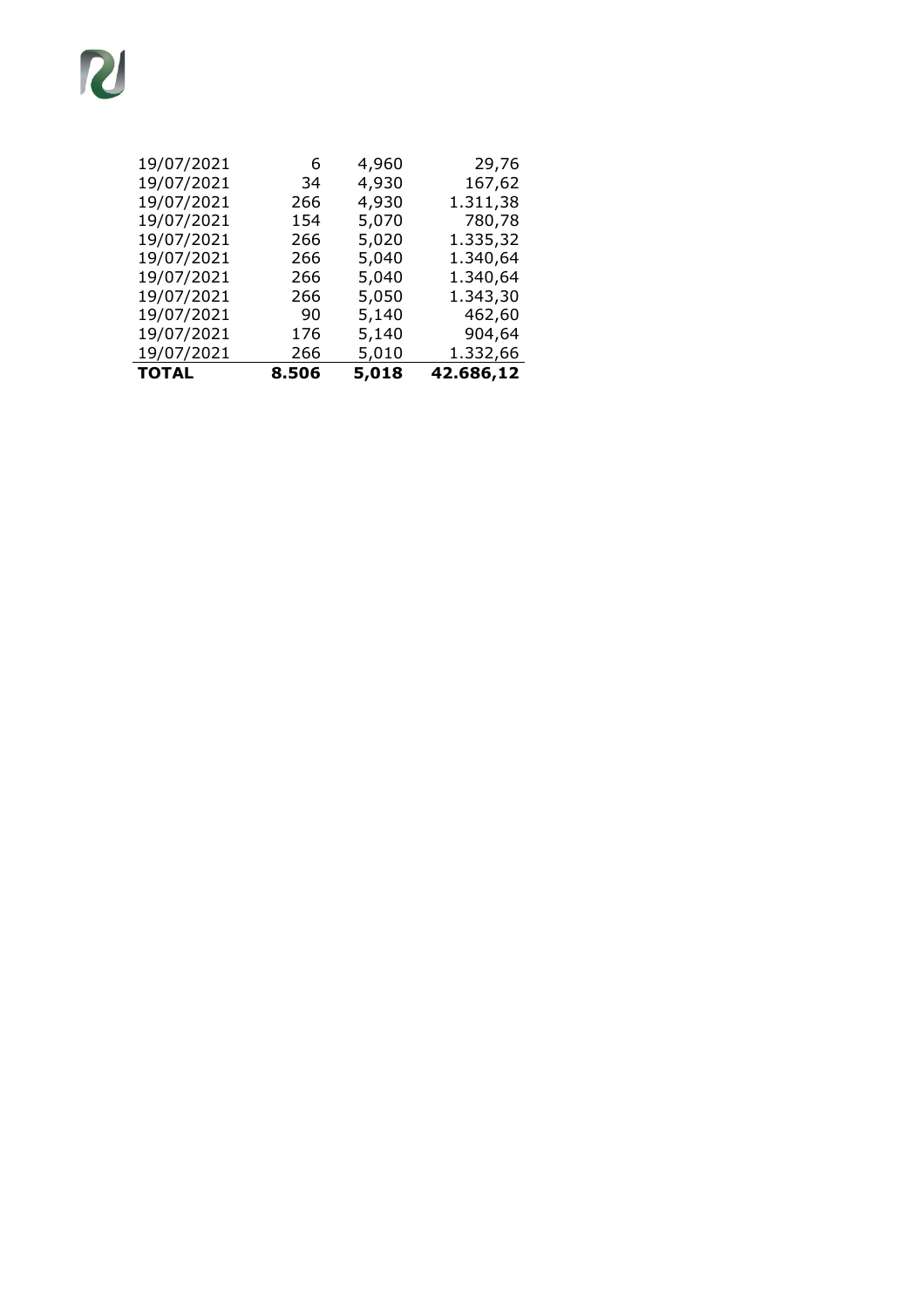| | | | |
|---|---|---|---|
| 19/07/2021 | 6 | 4,960 | 29,76 |
| 19/07/2021 | 34 | 4,930 | 167,62 |
| 19/07/2021 | 266 | 4,930 | 1.311,38 |
| 19/07/2021 | 154 | 5,070 | 780,78 |
| 19/07/2021 | 266 | 5,020 | 1.335,32 |
| 19/07/2021 | 266 | 5,040 | 1.340,64 |
| 19/07/2021 | 266 | 5,040 | 1.340,64 |
| 19/07/2021 | 266 | 5,050 | 1.343,30 |
| 19/07/2021 | 90 | 5,140 | 462,60 |
| 19/07/2021 | 176 | 5,140 | 904,64 |
| 19/07/2021 | 266 | 5,010 | 1.332,66 |
| **TOTAL** | **8.506** | **5,018** | **42.686,12** |